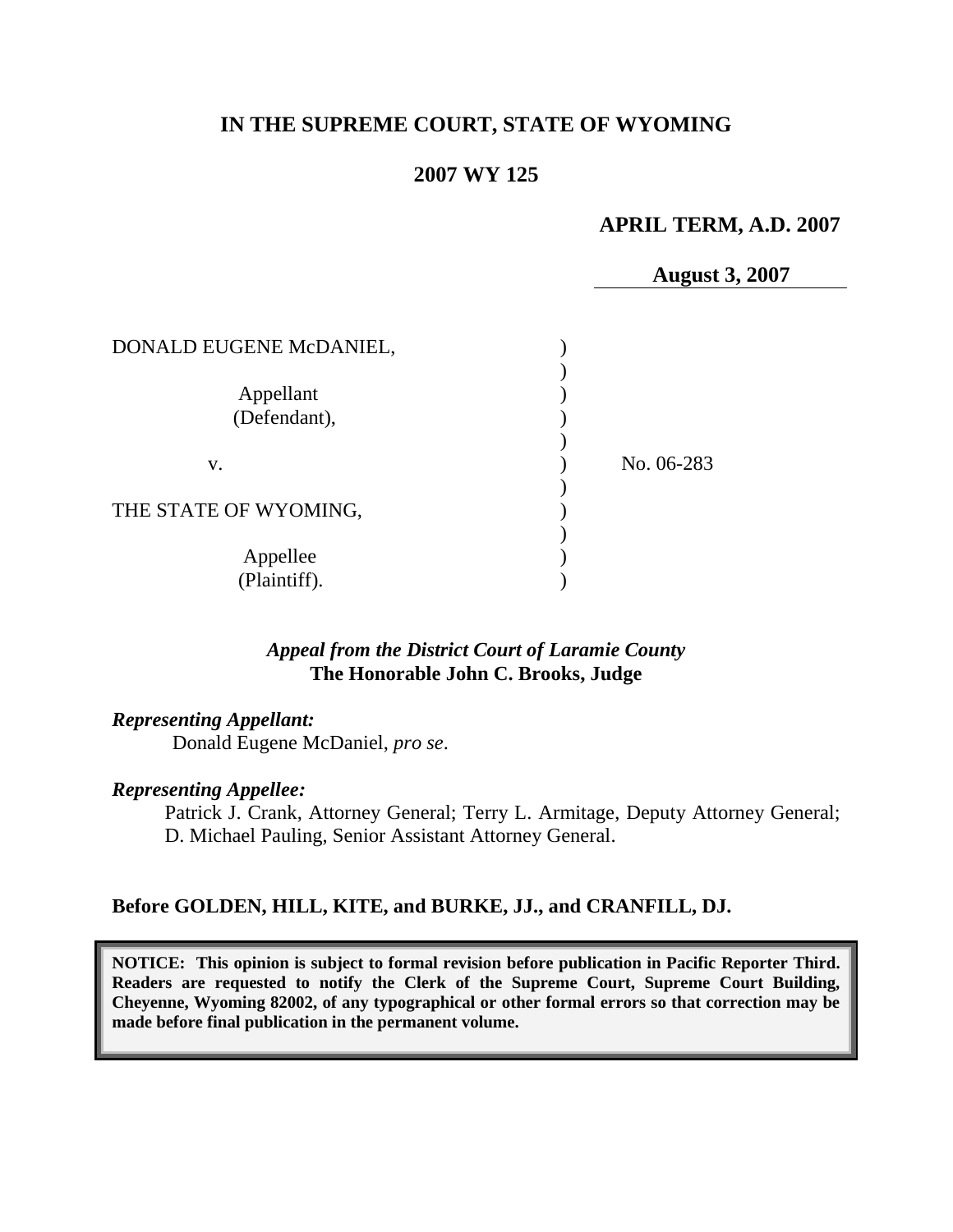**IN THE SUPREME COURT, STATE OF WYOMING**

**2007 WY 125**

**APRIL TERM, A.D. 2007**

**August 3, 2007**

DONALD EUGENE McDANIEL,

Appellant (Defendant),

v.

THE STATE OF WYOMING,

Appellee (Plaintiff).

No. 06-283

***Appeal from the District Court of Laramie County***
**The Honorable John C. Brooks, Judge**

***Representing Appellant:***
Donald Eugene McDaniel, *pro se*.

***Representing Appellee:***
Patrick J. Crank, Attorney General; Terry L. Armitage, Deputy Attorney General; D. Michael Pauling, Senior Assistant Attorney General.

**Before GOLDEN, HILL, KITE, and BURKE, JJ., and CRANFILL, DJ.**

**NOTICE: This opinion is subject to formal revision before publication in Pacific Reporter Third. Readers are requested to notify the Clerk of the Supreme Court, Supreme Court Building, Cheyenne, Wyoming 82002, of any typographical or other formal errors so that correction may be made before final publication in the permanent volume.**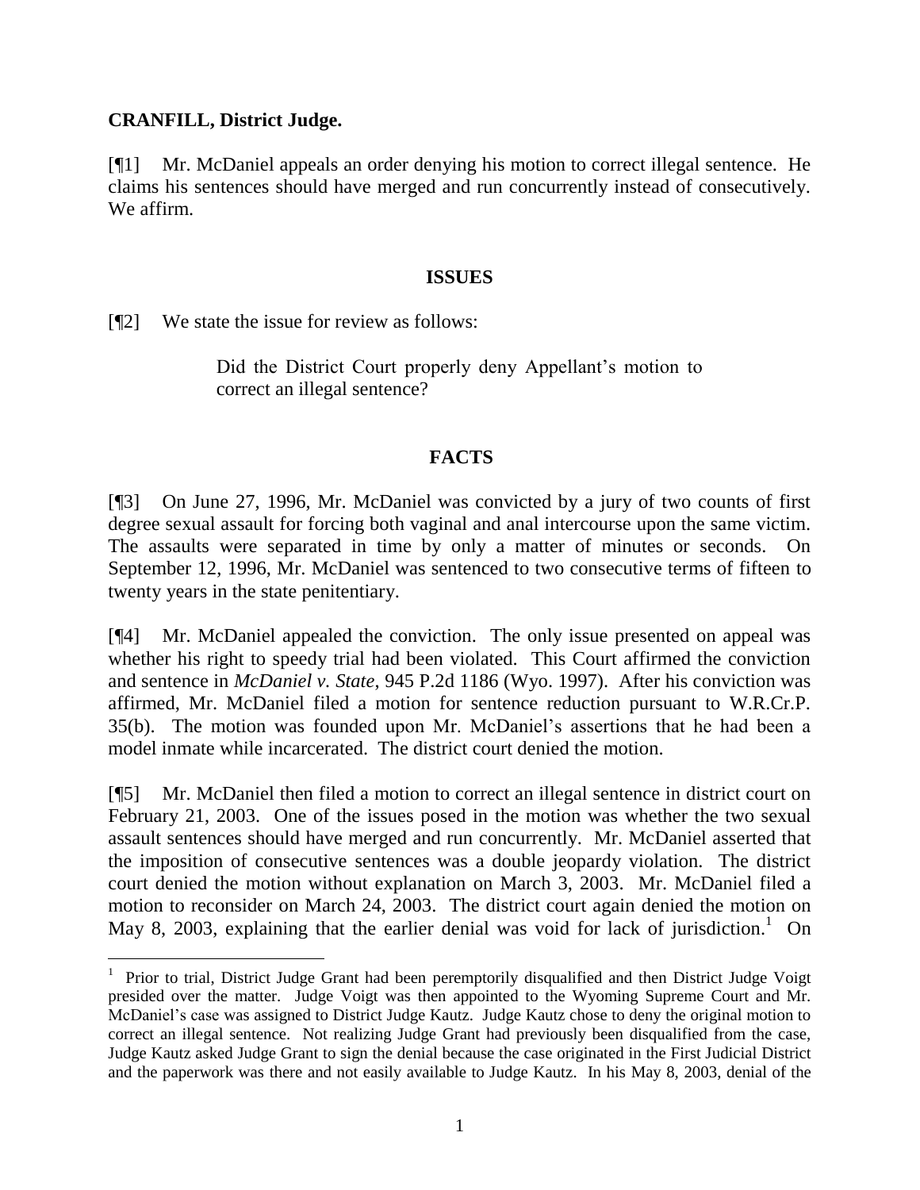**CRANFILL, District Judge.**

[¶1] Mr. McDaniel appeals an order denying his motion to correct illegal sentence. He claims his sentences should have merged and run concurrently instead of consecutively. We affirm.

**ISSUES**

[¶2] We state the issue for review as follows:

> Did the District Court properly deny Appellant's motion to correct an illegal sentence?

**FACTS**

[¶3] On June 27, 1996, Mr. McDaniel was convicted by a jury of two counts of first degree sexual assault for forcing both vaginal and anal intercourse upon the same victim. The assaults were separated in time by only a matter of minutes or seconds. On September 12, 1996, Mr. McDaniel was sentenced to two consecutive terms of fifteen to twenty years in the state penitentiary.

[¶4] Mr. McDaniel appealed the conviction. The only issue presented on appeal was whether his right to speedy trial had been violated. This Court affirmed the conviction and sentence in *McDaniel v. State*, 945 P.2d 1186 (Wyo. 1997). After his conviction was affirmed, Mr. McDaniel filed a motion for sentence reduction pursuant to W.R.Cr.P. 35(b). The motion was founded upon Mr. McDaniel's assertions that he had been a model inmate while incarcerated. The district court denied the motion.

[¶5] Mr. McDaniel then filed a motion to correct an illegal sentence in district court on February 21, 2003. One of the issues posed in the motion was whether the two sexual assault sentences should have merged and run concurrently. Mr. McDaniel asserted that the imposition of consecutive sentences was a double jeopardy violation. The district court denied the motion without explanation on March 3, 2003. Mr. McDaniel filed a motion to reconsider on March 24, 2003. The district court again denied the motion on May 8, 2003, explaining that the earlier denial was void for lack of jurisdiction.[1] On

[1] Prior to trial, District Judge Grant had been peremptorily disqualified and then District Judge Voigt presided over the matter. Judge Voigt was then appointed to the Wyoming Supreme Court and Mr. McDaniel's case was assigned to District Judge Kautz. Judge Kautz chose to deny the original motion to correct an illegal sentence. Not realizing Judge Grant had previously been disqualified from the case, Judge Kautz asked Judge Grant to sign the denial because the case originated in the First Judicial District and the paperwork was there and not easily available to Judge Kautz. In his May 8, 2003, denial of the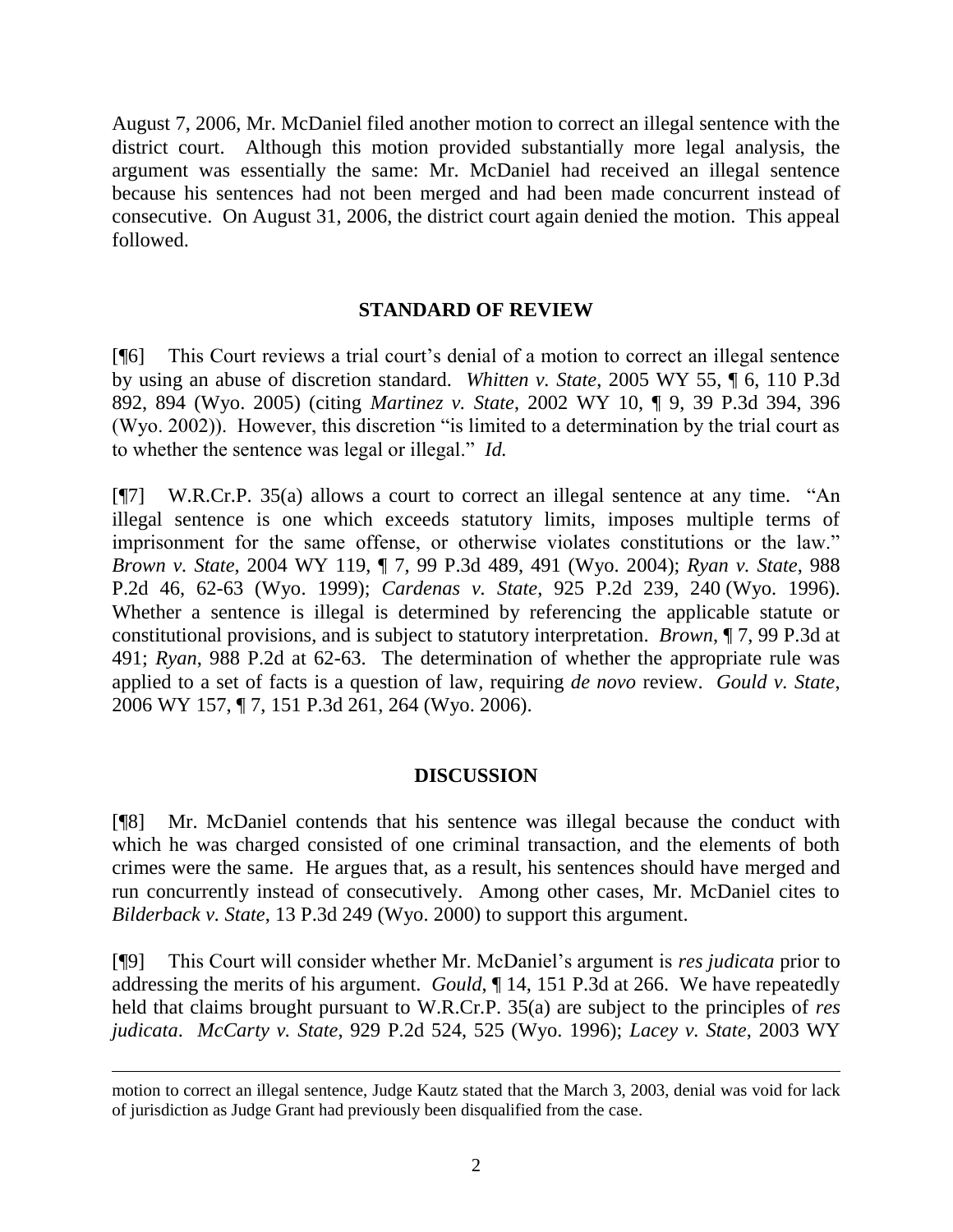August 7, 2006, Mr. McDaniel filed another motion to correct an illegal sentence with the district court. Although this motion provided substantially more legal analysis, the argument was essentially the same: Mr. McDaniel had received an illegal sentence because his sentences had not been merged and had been made concurrent instead of consecutive. On August 31, 2006, the district court again denied the motion. This appeal followed.

## STANDARD OF REVIEW

[¶6] This Court reviews a trial court's denial of a motion to correct an illegal sentence by using an abuse of discretion standard. *Whitten v. State*, 2005 WY 55, ¶ 6, 110 P.3d 892, 894 (Wyo. 2005) (citing *Martinez v. State*, 2002 WY 10, ¶ 9, 39 P.3d 394, 396 (Wyo. 2002)). However, this discretion "is limited to a determination by the trial court as to whether the sentence was legal or illegal." *Id.*

[¶7] W.R.Cr.P. 35(a) allows a court to correct an illegal sentence at any time. "An illegal sentence is one which exceeds statutory limits, imposes multiple terms of imprisonment for the same offense, or otherwise violates constitutions or the law." *Brown v. State*, 2004 WY 119, ¶ 7, 99 P.3d 489, 491 (Wyo. 2004); *Ryan v. State*, 988 P.2d 46, 62-63 (Wyo. 1999); *Cardenas v. State*, 925 P.2d 239, 240 (Wyo. 1996). Whether a sentence is illegal is determined by referencing the applicable statute or constitutional provisions, and is subject to statutory interpretation. *Brown*, ¶ 7, 99 P.3d at 491; *Ryan*, 988 P.2d at 62-63. The determination of whether the appropriate rule was applied to a set of facts is a question of law, requiring *de novo* review. *Gould v. State*, 2006 WY 157, ¶ 7, 151 P.3d 261, 264 (Wyo. 2006).

## DISCUSSION

[¶8] Mr. McDaniel contends that his sentence was illegal because the conduct with which he was charged consisted of one criminal transaction, and the elements of both crimes were the same. He argues that, as a result, his sentences should have merged and run concurrently instead of consecutively. Among other cases, Mr. McDaniel cites to *Bilderback v. State*, 13 P.3d 249 (Wyo. 2000) to support this argument.

[¶9] This Court will consider whether Mr. McDaniel's argument is *res judicata* prior to addressing the merits of his argument. *Gould*, ¶ 14, 151 P.3d at 266. We have repeatedly held that claims brought pursuant to W.R.Cr.P. 35(a) are subject to the principles of *res judicata*. *McCarty v. State*, 929 P.2d 524, 525 (Wyo. 1996); *Lacey v. State*, 2003 WY

---

motion to correct an illegal sentence, Judge Kautz stated that the March 3, 2003, denial was void for lack of jurisdiction as Judge Grant had previously been disqualified from the case.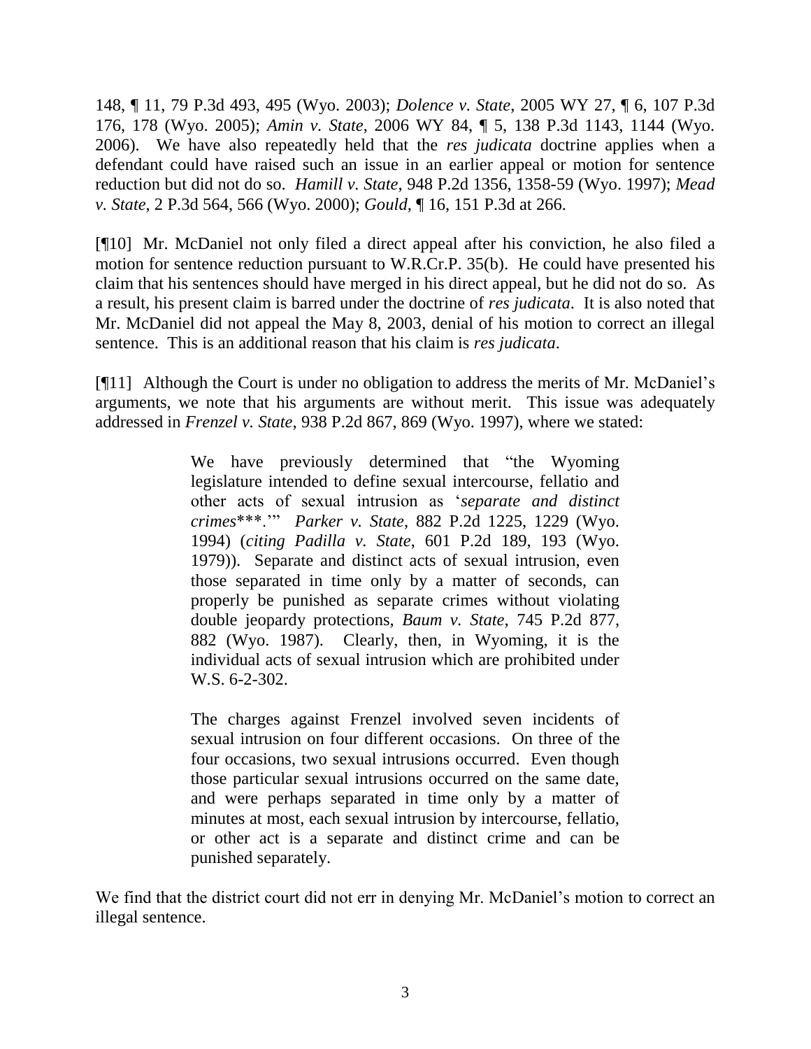148, ¶ 11, 79 P.3d 493, 495 (Wyo. 2003); *Dolence v. State*, 2005 WY 27, ¶ 6, 107 P.3d 176, 178 (Wyo. 2005); *Amin v. State*, 2006 WY 84, ¶ 5, 138 P.3d 1143, 1144 (Wyo. 2006). We have also repeatedly held that the *res judicata* doctrine applies when a defendant could have raised such an issue in an earlier appeal or motion for sentence reduction but did not do so. *Hamill v. State*, 948 P.2d 1356, 1358-59 (Wyo. 1997); *Mead v. State*, 2 P.3d 564, 566 (Wyo. 2000); *Gould*, ¶ 16, 151 P.3d at 266.

[¶10] Mr. McDaniel not only filed a direct appeal after his conviction, he also filed a motion for sentence reduction pursuant to W.R.Cr.P. 35(b). He could have presented his claim that his sentences should have merged in his direct appeal, but he did not do so. As a result, his present claim is barred under the doctrine of *res judicata*. It is also noted that Mr. McDaniel did not appeal the May 8, 2003, denial of his motion to correct an illegal sentence. This is an additional reason that his claim is *res judicata*.

[¶11] Although the Court is under no obligation to address the merits of Mr. McDaniel's arguments, we note that his arguments are without merit. This issue was adequately addressed in *Frenzel v. State*, 938 P.2d 867, 869 (Wyo. 1997), where we stated:

> We have previously determined that "the Wyoming legislature intended to define sexual intercourse, fellatio and other acts of sexual intrusion as '*separate and distinct crimes*\*\*\*.'" *Parker v. State*, 882 P.2d 1225, 1229 (Wyo. 1994) (*citing Padilla v. State*, 601 P.2d 189, 193 (Wyo. 1979)). Separate and distinct acts of sexual intrusion, even those separated in time only by a matter of seconds, can properly be punished as separate crimes without violating double jeopardy protections, *Baum v. State*, 745 P.2d 877, 882 (Wyo. 1987). Clearly, then, in Wyoming, it is the individual acts of sexual intrusion which are prohibited under W.S. 6-2-302.
>
> The charges against Frenzel involved seven incidents of sexual intrusion on four different occasions. On three of the four occasions, two sexual intrusions occurred. Even though those particular sexual intrusions occurred on the same date, and were perhaps separated in time only by a matter of minutes at most, each sexual intrusion by intercourse, fellatio, or other act is a separate and distinct crime and can be punished separately.

We find that the district court did not err in denying Mr. McDaniel's motion to correct an illegal sentence.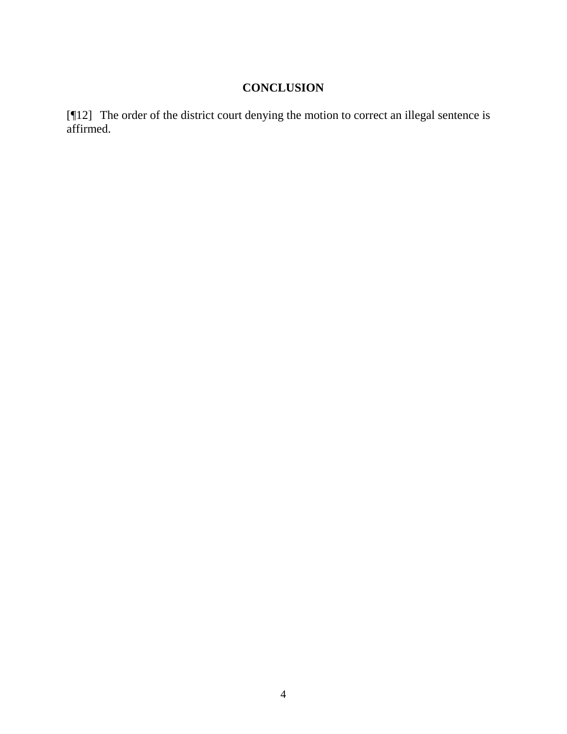## CONCLUSION

[¶12] The order of the district court denying the motion to correct an illegal sentence is affirmed.